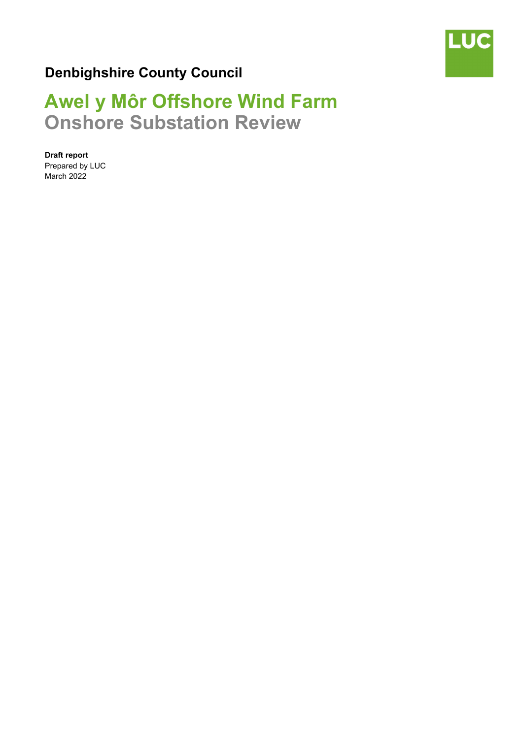LUC

**Denbighshire County Council**

# Awel y Môr Offshore Wind Farm

## Onshore Substation Review

**Draft report**
Prepared by LUC
March 2022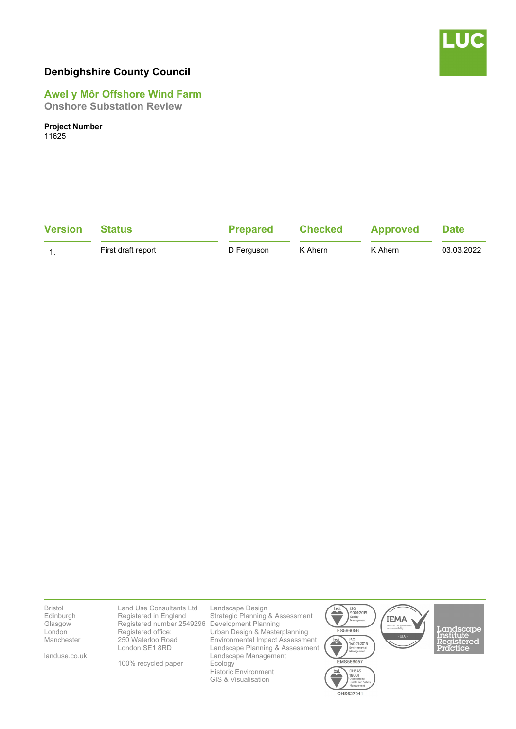**Denbighshire County Council**

## Awel y Môr Offshore Wind Farm

### Onshore Substation Review

**Project Number**
11625

| Version | Status | Prepared | Checked | Approved | Date |
|---|---|---|---|---|---|
| 1. | First draft report | D Ferguson | K Ahern | K Ahern | 03.03.2022 |

Bristol
Edinburgh
Glasgow
London
Manchester

landuse.co.uk

Land Use Consultants Ltd
Registered in England
Registered number 2549296
Registered office:
250 Waterloo Road
London SE1 8RD

100% recycled paper

Landscape Design
Strategic Planning & Assessment
Development Planning
Urban Design & Masterplanning
Environmental Impact Assessment
Landscape Planning & Assessment
Landscape Management
Ecology
Historic Environment
GIS & Visualisation

FS566056
EMS566057
OHS627041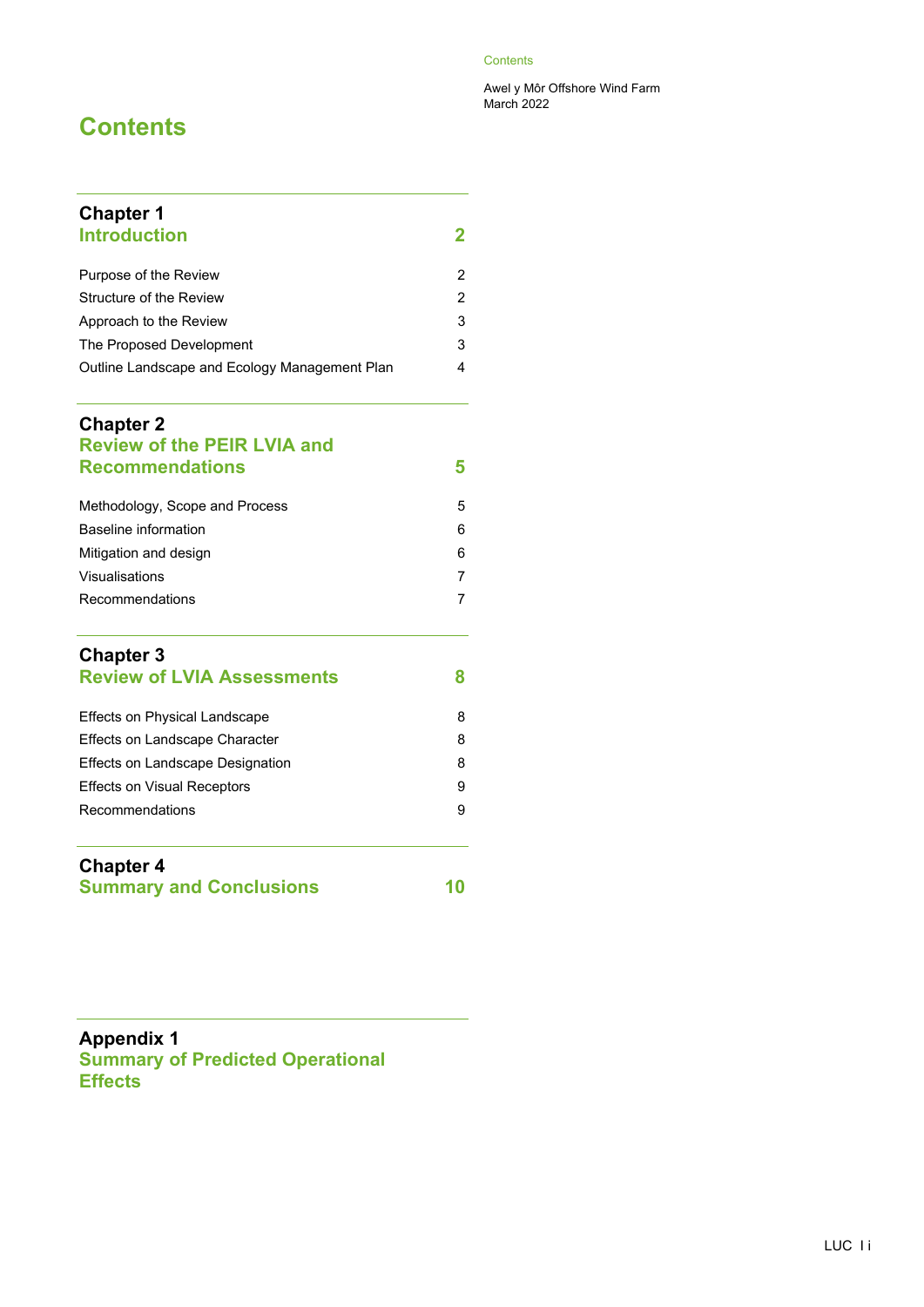# Contents

| | |
|---|---|
| **Chapter 1** **Introduction** | **2** |
| Purpose of the Review | 2 |
| Structure of the Review | 2 |
| Approach to the Review | 3 |
| The Proposed Development | 3 |
| Outline Landscape and Ecology Management Plan | 4 |
| **Chapter 2** **Review of the PEIR LVIA and Recommendations** | **5** |
| Methodology, Scope and Process | 5 |
| Baseline information | 6 |
| Mitigation and design | 6 |
| Visualisations | 7 |
| Recommendations | 7 |
| **Chapter 3** **Review of LVIA Assessments** | **8** |
| Effects on Physical Landscape | 8 |
| Effects on Landscape Character | 8 |
| Effects on Landscape Designation | 8 |
| Effects on Visual Receptors | 9 |
| Recommendations | 9 |
| **Chapter 4** **Summary and Conclusions** | **10** |
| **Appendix 1** **Summary of Predicted Operational Effects** | |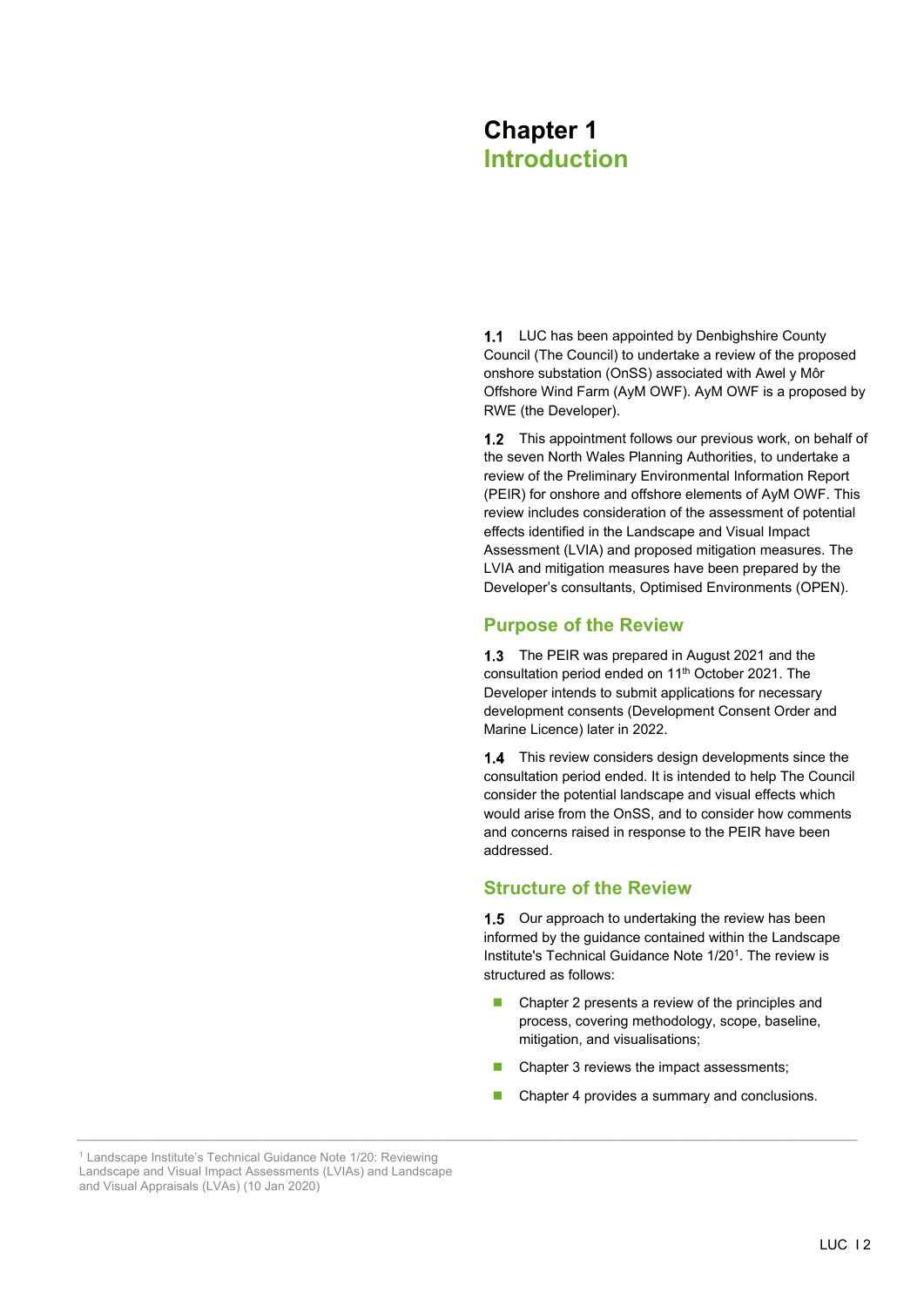# Chapter 1
# Introduction

**1.1** LUC has been appointed by Denbighshire County Council (The Council) to undertake a review of the proposed onshore substation (OnSS) associated with Awel y Môr Offshore Wind Farm (AyM OWF). AyM OWF is a proposed by RWE (the Developer).

**1.2** This appointment follows our previous work, on behalf of the seven North Wales Planning Authorities, to undertake a review of the Preliminary Environmental Information Report (PEIR) for onshore and offshore elements of AyM OWF. This review includes consideration of the assessment of potential effects identified in the Landscape and Visual Impact Assessment (LVIA) and proposed mitigation measures. The LVIA and mitigation measures have been prepared by the Developer's consultants, Optimised Environments (OPEN).

## Purpose of the Review

**1.3** The PEIR was prepared in August 2021 and the consultation period ended on 11th October 2021. The Developer intends to submit applications for necessary development consents (Development Consent Order and Marine Licence) later in 2022.

**1.4** This review considers design developments since the consultation period ended. It is intended to help The Council consider the potential landscape and visual effects which would arise from the OnSS, and to consider how comments and concerns raised in response to the PEIR have been addressed.

## Structure of the Review

**1.5** Our approach to undertaking the review has been informed by the guidance contained within the Landscape Institute's Technical Guidance Note 1/20[1]. The review is structured as follows:

- Chapter 2 presents a review of the principles and process, covering methodology, scope, baseline, mitigation, and visualisations;
- Chapter 3 reviews the impact assessments;
- Chapter 4 provides a summary and conclusions.

[1] Landscape Institute's Technical Guidance Note 1/20: Reviewing Landscape and Visual Impact Assessments (LVIAs) and Landscape and Visual Appraisals (LVAs) (10 Jan 2020)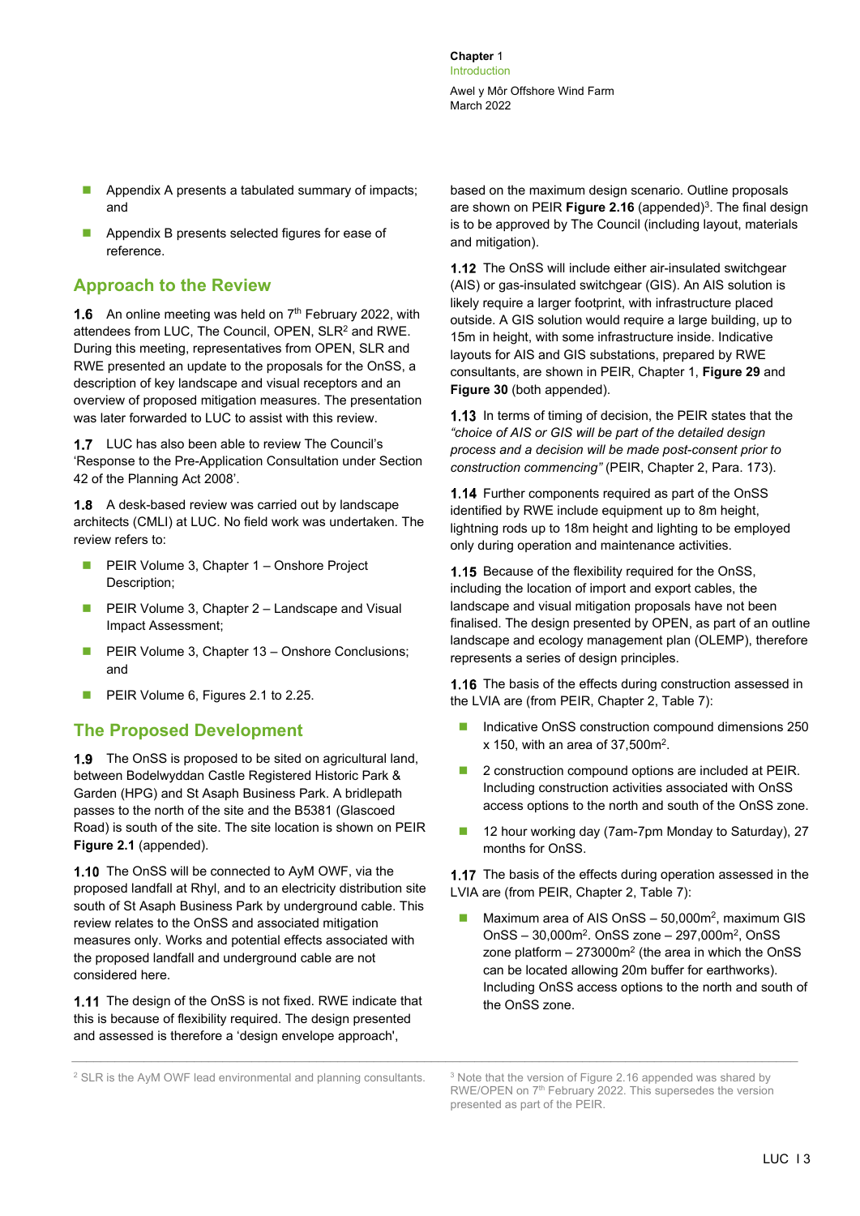- Appendix A presents a tabulated summary of impacts; and
- Appendix B presents selected figures for ease of reference.

## Approach to the Review

**1.6** An online meeting was held on 7th February 2022, with attendees from LUC, The Council, OPEN, SLR[2] and RWE. During this meeting, representatives from OPEN, SLR and RWE presented an update to the proposals for the OnSS, a description of key landscape and visual receptors and an overview of proposed mitigation measures. The presentation was later forwarded to LUC to assist with this review.

**1.7** LUC has also been able to review The Council's 'Response to the Pre-Application Consultation under Section 42 of the Planning Act 2008'.

**1.8** A desk-based review was carried out by landscape architects (CMLI) at LUC. No field work was undertaken. The review refers to:

- PEIR Volume 3, Chapter 1 – Onshore Project Description;
- PEIR Volume 3, Chapter 2 – Landscape and Visual Impact Assessment;
- PEIR Volume 3, Chapter 13 – Onshore Conclusions; and
- PEIR Volume 6, Figures 2.1 to 2.25.

## The Proposed Development

**1.9** The OnSS is proposed to be sited on agricultural land, between Bodelwyddan Castle Registered Historic Park & Garden (HPG) and St Asaph Business Park. A bridlepath passes to the north of the site and the B5381 (Glascoed Road) is south of the site. The site location is shown on PEIR **Figure 2.1** (appended).

**1.10** The OnSS will be connected to AyM OWF, via the proposed landfall at Rhyl, and to an electricity distribution site south of St Asaph Business Park by underground cable. This review relates to the OnSS and associated mitigation measures only. Works and potential effects associated with the proposed landfall and underground cable are not considered here.

**1.11** The design of the OnSS is not fixed. RWE indicate that this is because of flexibility required. The design presented and assessed is therefore a 'design envelope approach', based on the maximum design scenario. Outline proposals are shown on PEIR **Figure 2.16** (appended)[3]. The final design is to be approved by The Council (including layout, materials and mitigation).

**1.12** The OnSS will include either air-insulated switchgear (AIS) or gas-insulated switchgear (GIS). An AIS solution is likely require a larger footprint, with infrastructure placed outside. A GIS solution would require a large building, up to 15m in height, with some infrastructure inside. Indicative layouts for AIS and GIS substations, prepared by RWE consultants, are shown in PEIR, Chapter 1, **Figure 29** and **Figure 30** (both appended).

**1.13** In terms of timing of decision, the PEIR states that the *"choice of AIS or GIS will be part of the detailed design process and a decision will be made post-consent prior to construction commencing"* (PEIR, Chapter 2, Para. 173).

**1.14** Further components required as part of the OnSS identified by RWE include equipment up to 8m height, lightning rods up to 18m height and lighting to be employed only during operation and maintenance activities.

**1.15** Because of the flexibility required for the OnSS, including the location of import and export cables, the landscape and visual mitigation proposals have not been finalised. The design presented by OPEN, as part of an outline landscape and ecology management plan (OLEMP), therefore represents a series of design principles.

**1.16** The basis of the effects during construction assessed in the LVIA are (from PEIR, Chapter 2, Table 7):

- Indicative OnSS construction compound dimensions 250 x 150, with an area of 37,500m$^2$.
- 2 construction compound options are included at PEIR. Including construction activities associated with OnSS access options to the north and south of the OnSS zone.
- 12 hour working day (7am-7pm Monday to Saturday), 27 months for OnSS.

**1.17** The basis of the effects during operation assessed in the LVIA are (from PEIR, Chapter 2, Table 7):

- Maximum area of AIS OnSS – 50,000m$^2$, maximum GIS OnSS – 30,000m$^2$. OnSS zone – 297,000m$^2$, OnSS zone platform – 273000m$^2$ (the area in which the OnSS can be located allowing 20m buffer for earthworks). Including OnSS access options to the north and south of the OnSS zone.

---

[2] SLR is the AyM OWF lead environmental and planning consultants.

[3] Note that the version of Figure 2.16 appended was shared by RWE/OPEN on 7th February 2022. This supersedes the version presented as part of the PEIR.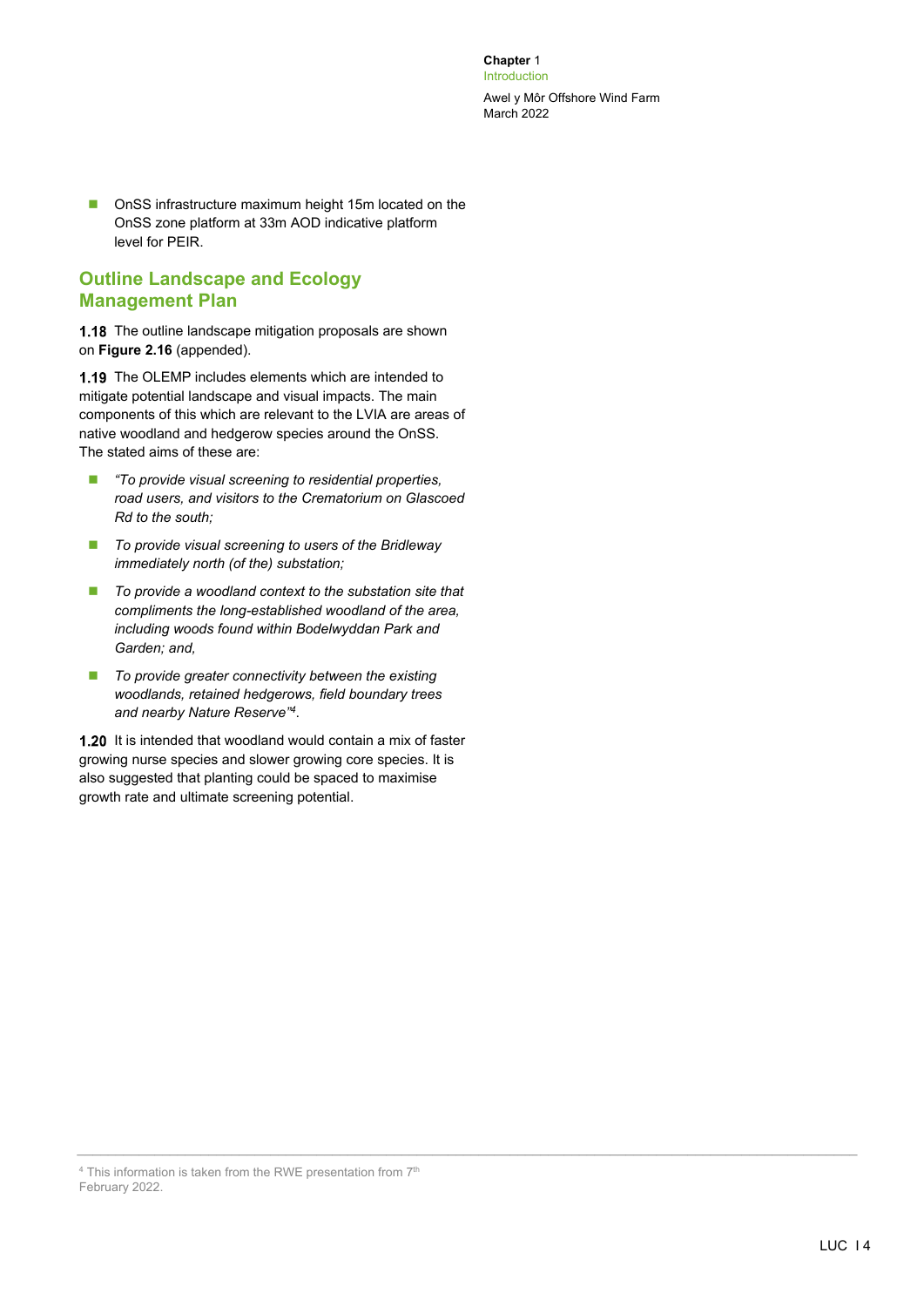- OnSS infrastructure maximum height 15m located on the OnSS zone platform at 33m AOD indicative platform level for PEIR.

## Outline Landscape and Ecology Management Plan

**1.18** The outline landscape mitigation proposals are shown on **Figure 2.16** (appended).

**1.19** The OLEMP includes elements which are intended to mitigate potential landscape and visual impacts. The main components of this which are relevant to the LVIA are areas of native woodland and hedgerow species around the OnSS. The stated aims of these are:

- *"To provide visual screening to residential properties, road users, and visitors to the Crematorium on Glascoed Rd to the south;*
- *To provide visual screening to users of the Bridleway immediately north (of the) substation;*
- *To provide a woodland context to the substation site that compliments the long-established woodland of the area, including woods found within Bodelwyddan Park and Garden; and,*
- *To provide greater connectivity between the existing woodlands, retained hedgerows, field boundary trees and nearby Nature Reserve"*[4].

**1.20** It is intended that woodland would contain a mix of faster growing nurse species and slower growing core species. It is also suggested that planting could be spaced to maximise growth rate and ultimate screening potential.

[4] This information is taken from the RWE presentation from 7th February 2022.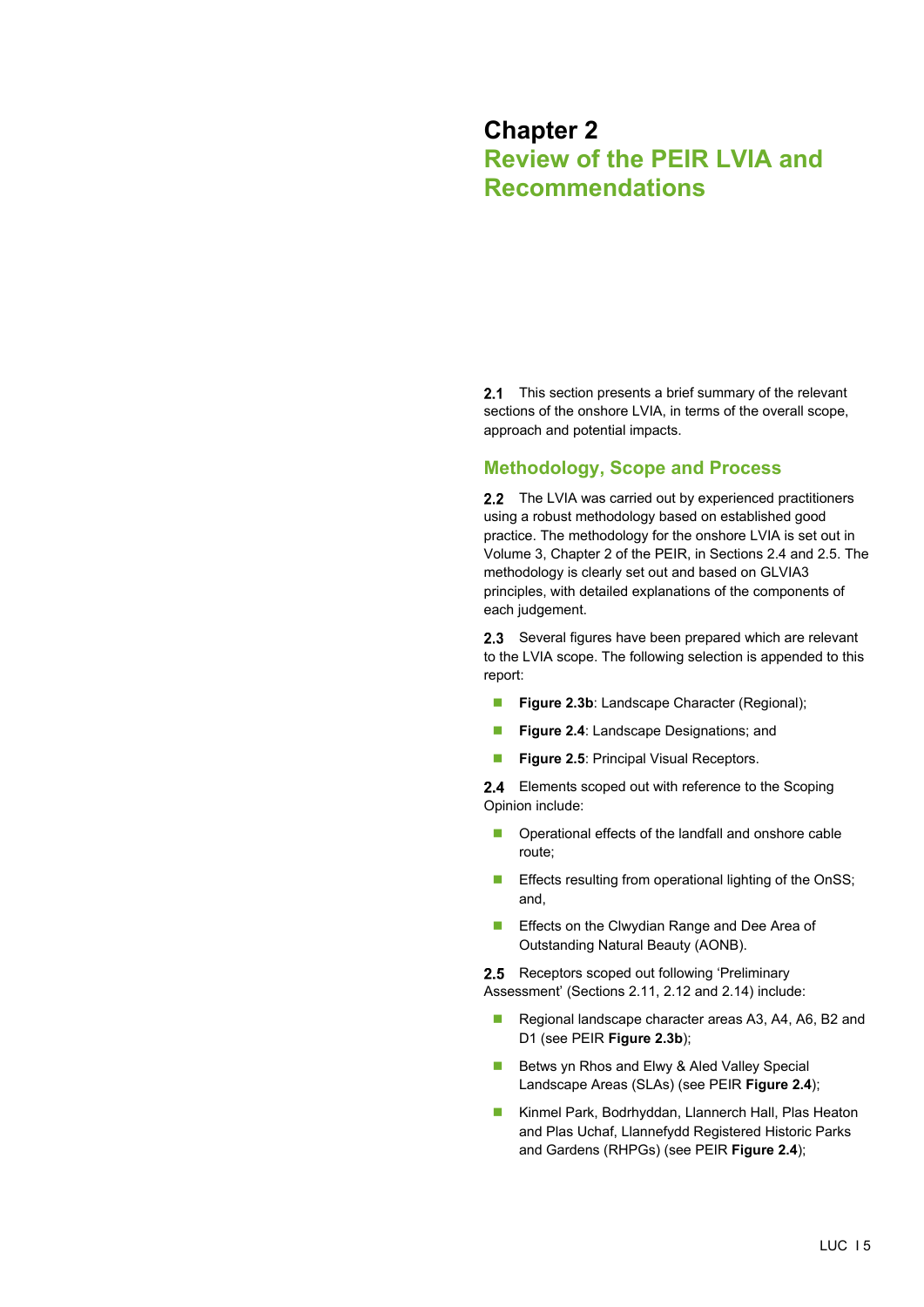# Chapter 2
## Review of the PEIR LVIA and Recommendations

**2.1** This section presents a brief summary of the relevant sections of the onshore LVIA, in terms of the overall scope, approach and potential impacts.

### Methodology, Scope and Process

**2.2** The LVIA was carried out by experienced practitioners using a robust methodology based on established good practice. The methodology for the onshore LVIA is set out in Volume 3, Chapter 2 of the PEIR, in Sections 2.4 and 2.5. The methodology is clearly set out and based on GLVIA3 principles, with detailed explanations of the components of each judgement.

**2.3** Several figures have been prepared which are relevant to the LVIA scope. The following selection is appended to this report:

- **Figure 2.3b**: Landscape Character (Regional);
- **Figure 2.4**: Landscape Designations; and
- **Figure 2.5**: Principal Visual Receptors.

**2.4** Elements scoped out with reference to the Scoping Opinion include:

- Operational effects of the landfall and onshore cable route;
- Effects resulting from operational lighting of the OnSS; and,
- Effects on the Clwydian Range and Dee Area of Outstanding Natural Beauty (AONB).

**2.5** Receptors scoped out following 'Preliminary Assessment' (Sections 2.11, 2.12 and 2.14) include:

- Regional landscape character areas A3, A4, A6, B2 and D1 (see PEIR **Figure 2.3b**);
- Betws yn Rhos and Elwy & Aled Valley Special Landscape Areas (SLAs) (see PEIR **Figure 2.4**);
- Kinmel Park, Bodrhyddan, Llannerch Hall, Plas Heaton and Plas Uchaf, Llannefydd Registered Historic Parks and Gardens (RHPGs) (see PEIR **Figure 2.4**);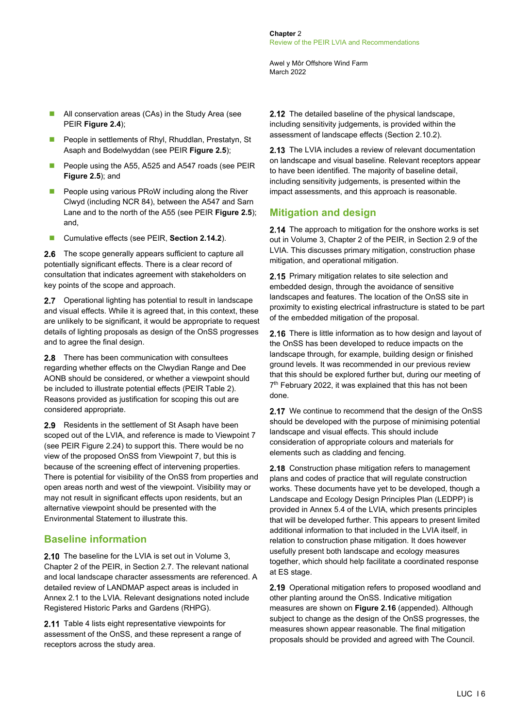- All conservation areas (CAs) in the Study Area (see PEIR **Figure 2.4**);
- People in settlements of Rhyl, Rhuddlan, Prestatyn, St Asaph and Bodelwyddan (see PEIR **Figure 2.5**);
- People using the A55, A525 and A547 roads (see PEIR **Figure 2.5**); and
- People using various PRoW including along the River Clwyd (including NCR 84), between the A547 and Sarn Lane and to the north of the A55 (see PEIR **Figure 2.5**); and,
- Cumulative effects (see PEIR, **Section 2.14.2**).

**2.6** The scope generally appears sufficient to capture all potentially significant effects. There is a clear record of consultation that indicates agreement with stakeholders on key points of the scope and approach.

**2.7** Operational lighting has potential to result in landscape and visual effects. While it is agreed that, in this context, these are unlikely to be significant, it would be appropriate to request details of lighting proposals as design of the OnSS progresses and to agree the final design.

**2.8** There has been communication with consultees regarding whether effects on the Clwydian Range and Dee AONB should be considered, or whether a viewpoint should be included to illustrate potential effects (PEIR Table 2). Reasons provided as justification for scoping this out are considered appropriate.

**2.9** Residents in the settlement of St Asaph have been scoped out of the LVIA, and reference is made to Viewpoint 7 (see PEIR Figure 2.24) to support this. There would be no view of the proposed OnSS from Viewpoint 7, but this is because of the screening effect of intervening properties. There is potential for visibility of the OnSS from properties and open areas north and west of the viewpoint. Visibility may or may not result in significant effects upon residents, but an alternative viewpoint should be presented with the Environmental Statement to illustrate this.

## Baseline information

**2.10** The baseline for the LVIA is set out in Volume 3, Chapter 2 of the PEIR, in Section 2.7. The relevant national and local landscape character assessments are referenced. A detailed review of LANDMAP aspect areas is included in Annex 2.1 to the LVIA. Relevant designations noted include Registered Historic Parks and Gardens (RHPG).

**2.11** Table 4 lists eight representative viewpoints for assessment of the OnSS, and these represent a range of receptors across the study area.

**2.12** The detailed baseline of the physical landscape, including sensitivity judgements, is provided within the assessment of landscape effects (Section 2.10.2).

**2.13** The LVIA includes a review of relevant documentation on landscape and visual baseline. Relevant receptors appear to have been identified. The majority of baseline detail, including sensitivity judgements, is presented within the impact assessments, and this approach is reasonable.

## Mitigation and design

**2.14** The approach to mitigation for the onshore works is set out in Volume 3, Chapter 2 of the PEIR, in Section 2.9 of the LVIA. This discusses primary mitigation, construction phase mitigation, and operational mitigation.

**2.15** Primary mitigation relates to site selection and embedded design, through the avoidance of sensitive landscapes and features. The location of the OnSS site in proximity to existing electrical infrastructure is stated to be part of the embedded mitigation of the proposal.

**2.16** There is little information as to how design and layout of the OnSS has been developed to reduce impacts on the landscape through, for example, building design or finished ground levels. It was recommended in our previous review that this should be explored further but, during our meeting of 7th February 2022, it was explained that this has not been done.

**2.17** We continue to recommend that the design of the OnSS should be developed with the purpose of minimising potential landscape and visual effects. This should include consideration of appropriate colours and materials for elements such as cladding and fencing.

**2.18** Construction phase mitigation refers to management plans and codes of practice that will regulate construction works. These documents have yet to be developed, though a Landscape and Ecology Design Principles Plan (LEDPP) is provided in Annex 5.4 of the LVIA, which presents principles that will be developed further. This appears to present limited additional information to that included in the LVIA itself, in relation to construction phase mitigation. It does however usefully present both landscape and ecology measures together, which should help facilitate a coordinated response at ES stage.

**2.19** Operational mitigation refers to proposed woodland and other planting around the OnSS. Indicative mitigation measures are shown on **Figure 2.16** (appended). Although subject to change as the design of the OnSS progresses, the measures shown appear reasonable. The final mitigation proposals should be provided and agreed with The Council.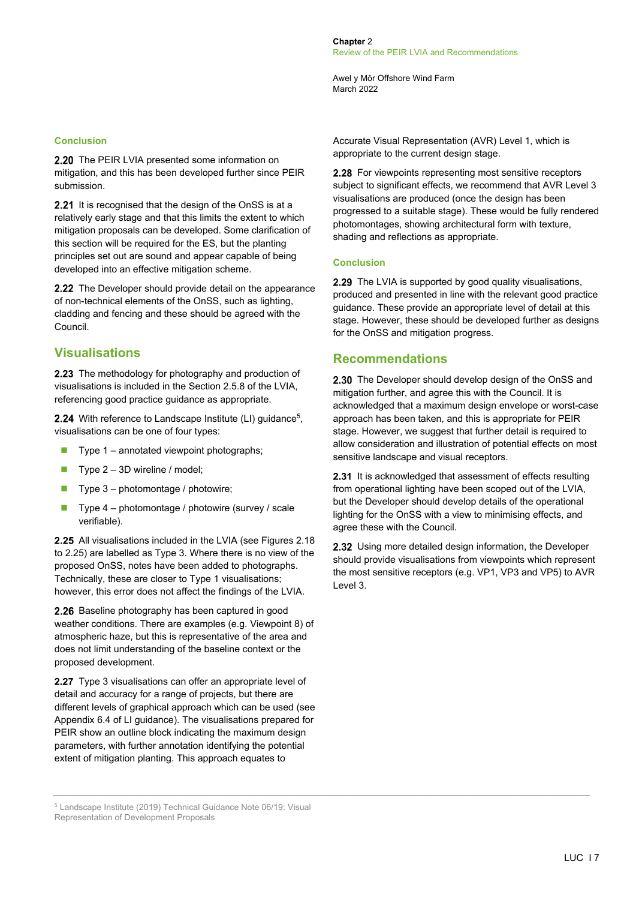### Conclusion

**2.20** The PEIR LVIA presented some information on mitigation, and this has been developed further since PEIR submission.

**2.21** It is recognised that the design of the OnSS is at a relatively early stage and that this limits the extent to which mitigation proposals can be developed. Some clarification of this section will be required for the ES, but the planting principles set out are sound and appear capable of being developed into an effective mitigation scheme.

**2.22** The Developer should provide detail on the appearance of non-technical elements of the OnSS, such as lighting, cladding and fencing and these should be agreed with the Council.

## Visualisations

**2.23** The methodology for photography and production of visualisations is included in the Section 2.5.8 of the LVIA, referencing good practice guidance as appropriate.

**2.24** With reference to Landscape Institute (LI) guidance[5], visualisations can be one of four types:

- Type 1 – annotated viewpoint photographs;
- Type 2 – 3D wireline / model;
- Type 3 – photomontage / photowire;
- Type 4 – photomontage / photowire (survey / scale verifiable).

**2.25** All visualisations included in the LVIA (see Figures 2.18 to 2.25) are labelled as Type 3. Where there is no view of the proposed OnSS, notes have been added to photographs. Technically, these are closer to Type 1 visualisations; however, this error does not affect the findings of the LVIA.

**2.26** Baseline photography has been captured in good weather conditions. There are examples (e.g. Viewpoint 8) of atmospheric haze, but this is representative of the area and does not limit understanding of the baseline context or the proposed development.

**2.27** Type 3 visualisations can offer an appropriate level of detail and accuracy for a range of projects, but there are different levels of graphical approach which can be used (see Appendix 6.4 of LI guidance). The visualisations prepared for PEIR show an outline block indicating the maximum design parameters, with further annotation identifying the potential extent of mitigation planting. This approach equates to Accurate Visual Representation (AVR) Level 1, which is appropriate to the current design stage.

**2.28** For viewpoints representing most sensitive receptors subject to significant effects, we recommend that AVR Level 3 visualisations are produced (once the design has been progressed to a suitable stage). These would be fully rendered photomontages, showing architectural form with texture, shading and reflections as appropriate.

### Conclusion

**2.29** The LVIA is supported by good quality visualisations, produced and presented in line with the relevant good practice guidance. These provide an appropriate level of detail at this stage. However, these should be developed further as designs for the OnSS and mitigation progress.

## Recommendations

**2.30** The Developer should develop design of the OnSS and mitigation further, and agree this with the Council. It is acknowledged that a maximum design envelope or worst-case approach has been taken, and this is appropriate for PEIR stage. However, we suggest that further detail is required to allow consideration and illustration of potential effects on most sensitive landscape and visual receptors.

**2.31** It is acknowledged that assessment of effects resulting from operational lighting have been scoped out of the LVIA, but the Developer should develop details of the operational lighting for the OnSS with a view to minimising effects, and agree these with the Council.

**2.32** Using more detailed design information, the Developer should provide visualisations from viewpoints which represent the most sensitive receptors (e.g. VP1, VP3 and VP5) to AVR Level 3.

---

[5] Landscape Institute (2019) Technical Guidance Note 06/19: Visual Representation of Development Proposals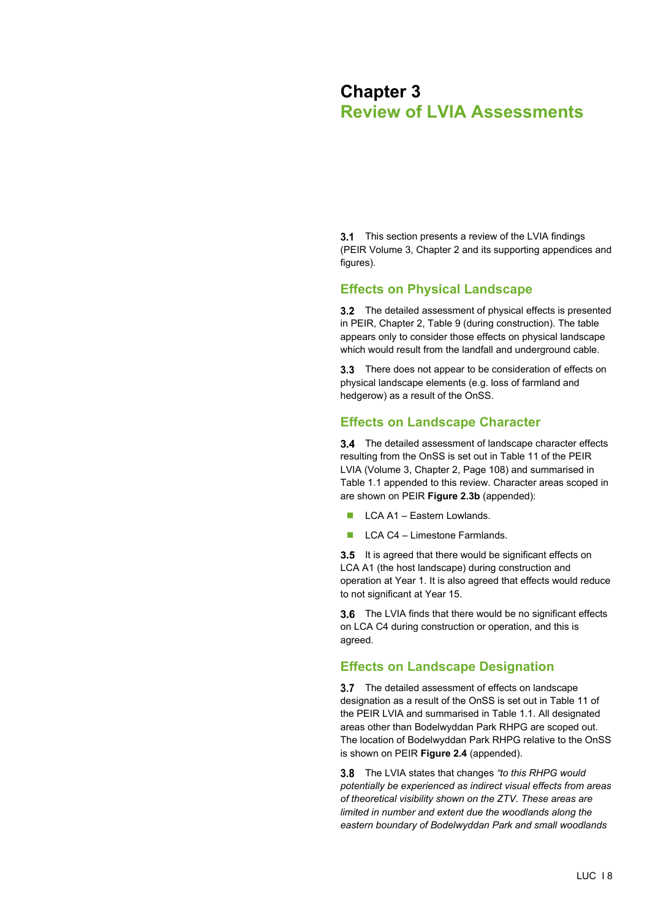# Chapter 3
## Review of LVIA Assessments

**3.1** This section presents a review of the LVIA findings (PEIR Volume 3, Chapter 2 and its supporting appendices and figures).

### Effects on Physical Landscape

**3.2** The detailed assessment of physical effects is presented in PEIR, Chapter 2, Table 9 (during construction). The table appears only to consider those effects on physical landscape which would result from the landfall and underground cable.

**3.3** There does not appear to be consideration of effects on physical landscape elements (e.g. loss of farmland and hedgerow) as a result of the OnSS.

### Effects on Landscape Character

**3.4** The detailed assessment of landscape character effects resulting from the OnSS is set out in Table 11 of the PEIR LVIA (Volume 3, Chapter 2, Page 108) and summarised in Table 1.1 appended to this review. Character areas scoped in are shown on PEIR **Figure 2.3b** (appended):

- LCA A1 – Eastern Lowlands.
- LCA C4 – Limestone Farmlands.

**3.5** It is agreed that there would be significant effects on LCA A1 (the host landscape) during construction and operation at Year 1. It is also agreed that effects would reduce to not significant at Year 15.

**3.6** The LVIA finds that there would be no significant effects on LCA C4 during construction or operation, and this is agreed.

### Effects on Landscape Designation

**3.7** The detailed assessment of effects on landscape designation as a result of the OnSS is set out in Table 11 of the PEIR LVIA and summarised in Table 1.1. All designated areas other than Bodelwyddan Park RHPG are scoped out. The location of Bodelwyddan Park RHPG relative to the OnSS is shown on PEIR **Figure 2.4** (appended).

**3.8** The LVIA states that changes *"to this RHPG would potentially be experienced as indirect visual effects from areas of theoretical visibility shown on the ZTV. These areas are limited in number and extent due the woodlands along the eastern boundary of Bodelwyddan Park and small woodlands*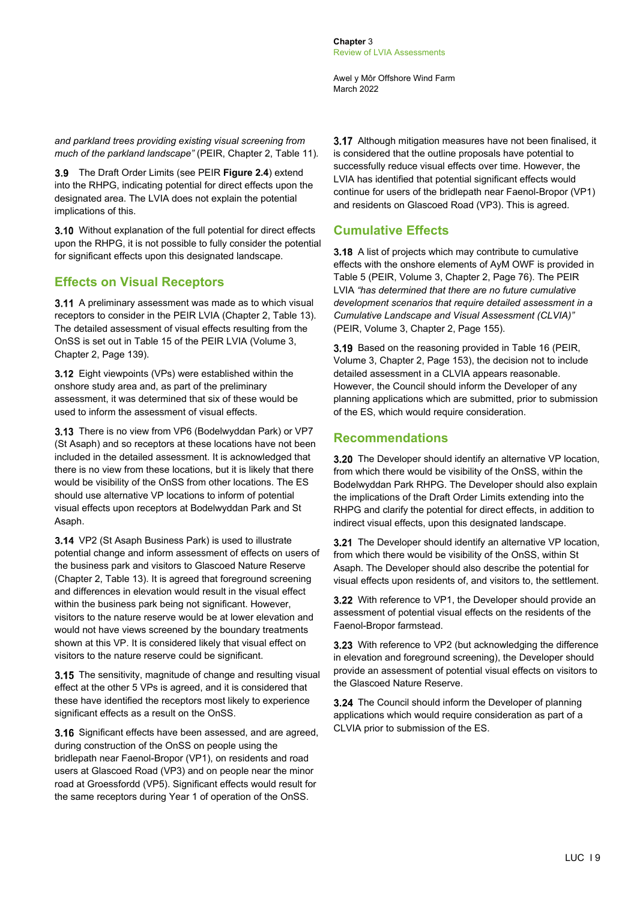*and parkland trees providing existing visual screening from much of the parkland landscape"* (PEIR, Chapter 2, Table 11).

**3.9** The Draft Order Limits (see PEIR **Figure 2.4**) extend into the RHPG, indicating potential for direct effects upon the designated area. The LVIA does not explain the potential implications of this.

**3.10** Without explanation of the full potential for direct effects upon the RHPG, it is not possible to fully consider the potential for significant effects upon this designated landscape.

## Effects on Visual Receptors

**3.11** A preliminary assessment was made as to which visual receptors to consider in the PEIR LVIA (Chapter 2, Table 13). The detailed assessment of visual effects resulting from the OnSS is set out in Table 15 of the PEIR LVIA (Volume 3, Chapter 2, Page 139).

**3.12** Eight viewpoints (VPs) were established within the onshore study area and, as part of the preliminary assessment, it was determined that six of these would be used to inform the assessment of visual effects.

**3.13** There is no view from VP6 (Bodelwyddan Park) or VP7 (St Asaph) and so receptors at these locations have not been included in the detailed assessment. It is acknowledged that there is no view from these locations, but it is likely that there would be visibility of the OnSS from other locations. The ES should use alternative VP locations to inform of potential visual effects upon receptors at Bodelwyddan Park and St Asaph.

**3.14** VP2 (St Asaph Business Park) is used to illustrate potential change and inform assessment of effects on users of the business park and visitors to Glascoed Nature Reserve (Chapter 2, Table 13). It is agreed that foreground screening and differences in elevation would result in the visual effect within the business park being not significant. However, visitors to the nature reserve would be at lower elevation and would not have views screened by the boundary treatments shown at this VP. It is considered likely that visual effect on visitors to the nature reserve could be significant.

**3.15** The sensitivity, magnitude of change and resulting visual effect at the other 5 VPs is agreed, and it is considered that these have identified the receptors most likely to experience significant effects as a result on the OnSS.

**3.16** Significant effects have been assessed, and are agreed, during construction of the OnSS on people using the bridlepath near Faenol-Bropor (VP1), on residents and road users at Glascoed Road (VP3) and on people near the minor road at Groessfordd (VP5). Significant effects would result for the same receptors during Year 1 of operation of the OnSS.

**3.17** Although mitigation measures have not been finalised, it is considered that the outline proposals have potential to successfully reduce visual effects over time. However, the LVIA has identified that potential significant effects would continue for users of the bridlepath near Faenol-Bropor (VP1) and residents on Glascoed Road (VP3). This is agreed.

## Cumulative Effects

**3.18** A list of projects which may contribute to cumulative effects with the onshore elements of AyM OWF is provided in Table 5 (PEIR, Volume 3, Chapter 2, Page 76). The PEIR LVIA *"has determined that there are no future cumulative development scenarios that require detailed assessment in a Cumulative Landscape and Visual Assessment (CLVIA)"* (PEIR, Volume 3, Chapter 2, Page 155).

**3.19** Based on the reasoning provided in Table 16 (PEIR, Volume 3, Chapter 2, Page 153), the decision not to include detailed assessment in a CLVIA appears reasonable. However, the Council should inform the Developer of any planning applications which are submitted, prior to submission of the ES, which would require consideration.

## Recommendations

**3.20** The Developer should identify an alternative VP location, from which there would be visibility of the OnSS, within the Bodelwyddan Park RHPG. The Developer should also explain the implications of the Draft Order Limits extending into the RHPG and clarify the potential for direct effects, in addition to indirect visual effects, upon this designated landscape.

**3.21** The Developer should identify an alternative VP location, from which there would be visibility of the OnSS, within St Asaph. The Developer should also describe the potential for visual effects upon residents of, and visitors to, the settlement.

**3.22** With reference to VP1, the Developer should provide an assessment of potential visual effects on the residents of the Faenol-Bropor farmstead.

**3.23** With reference to VP2 (but acknowledging the difference in elevation and foreground screening), the Developer should provide an assessment of potential visual effects to visitors to the Glascoed Nature Reserve.

**3.24** The Council should inform the Developer of planning applications which would require consideration as part of a CLVIA prior to submission of the ES.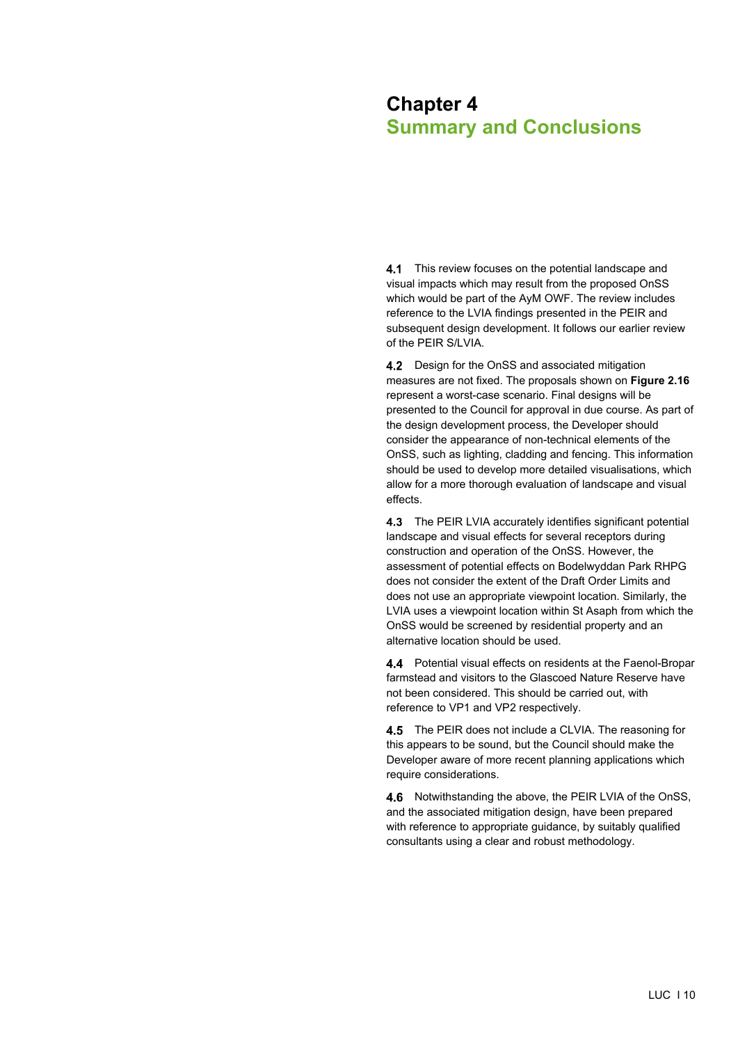# Chapter 4
## Summary and Conclusions

**4.1** This review focuses on the potential landscape and visual impacts which may result from the proposed OnSS which would be part of the AyM OWF. The review includes reference to the LVIA findings presented in the PEIR and subsequent design development. It follows our earlier review of the PEIR S/LVIA.

**4.2** Design for the OnSS and associated mitigation measures are not fixed. The proposals shown on **Figure 2.16** represent a worst-case scenario. Final designs will be presented to the Council for approval in due course. As part of the design development process, the Developer should consider the appearance of non-technical elements of the OnSS, such as lighting, cladding and fencing. This information should be used to develop more detailed visualisations, which allow for a more thorough evaluation of landscape and visual effects.

**4.3** The PEIR LVIA accurately identifies significant potential landscape and visual effects for several receptors during construction and operation of the OnSS. However, the assessment of potential effects on Bodelwyddan Park RHPG does not consider the extent of the Draft Order Limits and does not use an appropriate viewpoint location. Similarly, the LVIA uses a viewpoint location within St Asaph from which the OnSS would be screened by residential property and an alternative location should be used.

**4.4** Potential visual effects on residents at the Faenol-Bropar farmstead and visitors to the Glascoed Nature Reserve have not been considered. This should be carried out, with reference to VP1 and VP2 respectively.

**4.5** The PEIR does not include a CLVIA. The reasoning for this appears to be sound, but the Council should make the Developer aware of more recent planning applications which require considerations.

**4.6** Notwithstanding the above, the PEIR LVIA of the OnSS, and the associated mitigation design, have been prepared with reference to appropriate guidance, by suitably qualified consultants using a clear and robust methodology.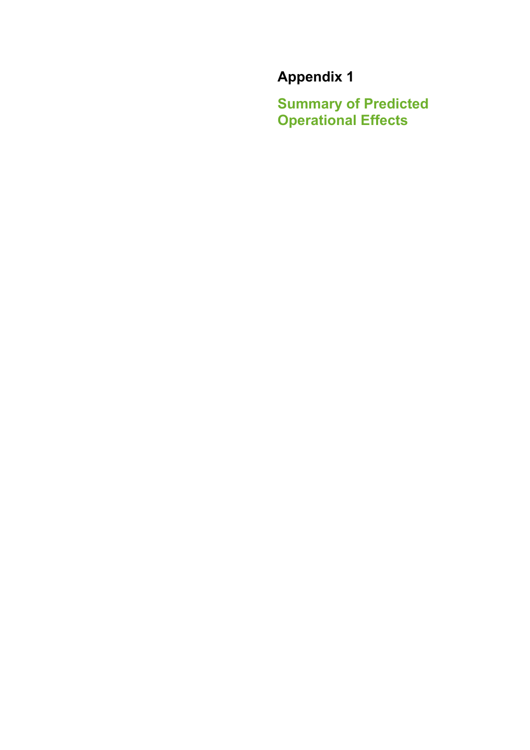# Appendix 1

## Summary of Predicted Operational Effects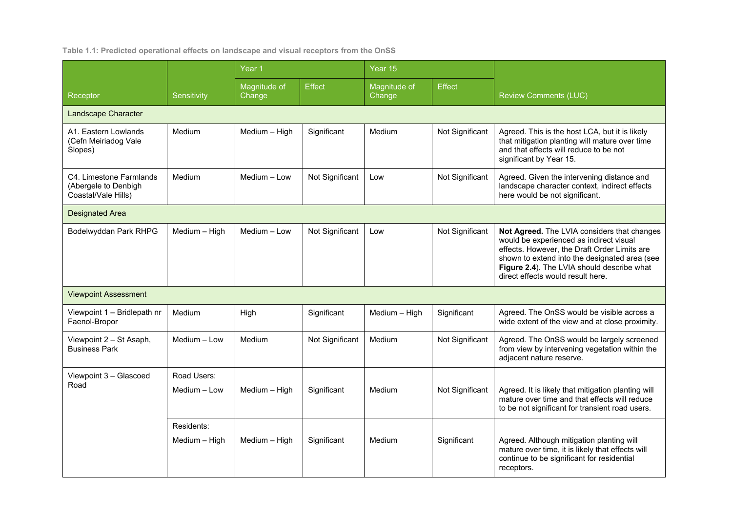**Table 1.1: Predicted operational effects on landscape and visual receptors from the OnSS**

| Receptor | Sensitivity | Year 1 | | Year 15 | | Review Comments (LUC) |
|---|---|---|---|---|---|---|
| | | Magnitude of Change | Effect | Magnitude of Change | Effect | |
| **Landscape Character** | | | | | | |
| A1. Eastern Lowlands (Cefn Meiriadog Vale Slopes) | Medium | Medium – High | Significant | Medium | Not Significant | Agreed. This is the host LCA, but it is likely that mitigation planting will mature over time and that effects will reduce to be not significant by Year 15. |
| C4. Limestone Farmlands (Abergele to Denbigh Coastal/Vale Hills) | Medium | Medium – Low | Not Significant | Low | Not Significant | Agreed. Given the intervening distance and landscape character context, indirect effects here would be not significant. |
| **Designated Area** | | | | | | |
| Bodelwyddan Park RHPG | Medium – High | Medium – Low | Not Significant | Low | Not Significant | **Not Agreed.** The LVIA considers that changes would be experienced as indirect visual effects. However, the Draft Order Limits are shown to extend into the designated area (see **Figure 2.4**). The LVIA should describe what direct effects would result here. |
| **Viewpoint Assessment** | | | | | | |
| Viewpoint 1 – Bridlepath nr Faenol-Bropor | Medium | High | Significant | Medium – High | Significant | Agreed. The OnSS would be visible across a wide extent of the view and at close proximity. |
| Viewpoint 2 – St Asaph, Business Park | Medium – Low | Medium | Not Significant | Medium | Not Significant | Agreed. The OnSS would be largely screened from view by intervening vegetation within the adjacent nature reserve. |
| Viewpoint 3 – Glascoed Road | Road Users: Medium – Low | Medium – High | Significant | Medium | Not Significant | Agreed. It is likely that mitigation planting will mature over time and that effects will reduce to be not significant for transient road users. |
| | Residents: Medium – High | Medium – High | Significant | Medium | Significant | Agreed. Although mitigation planting will mature over time, it is likely that effects will continue to be significant for residential receptors. |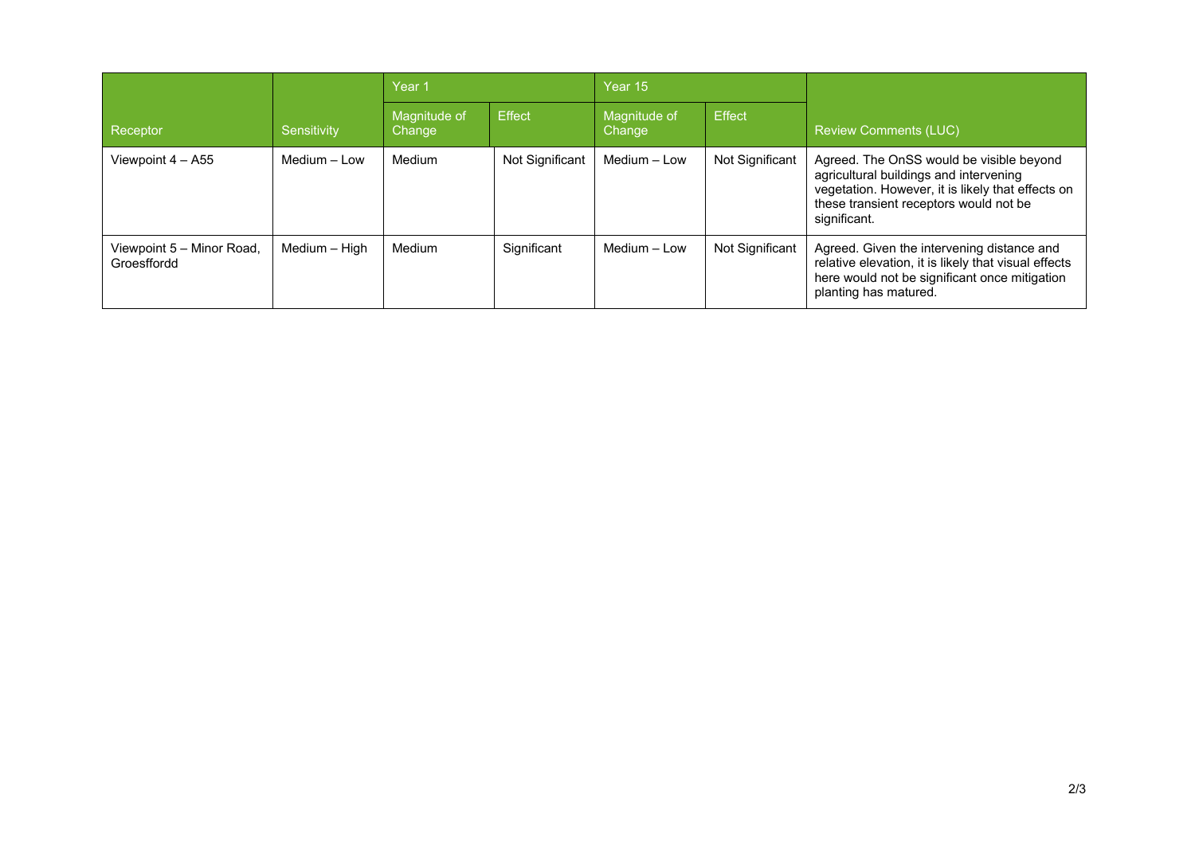| Receptor | Sensitivity | Year 1 | | Year 15 | | Review Comments (LUC) |
|---|---|---|---|---|---|---|
| | | Magnitude of Change | Effect | Magnitude of Change | Effect | |
| Viewpoint 4 – A55 | Medium – Low | Medium | Not Significant | Medium – Low | Not Significant | Agreed. The OnSS would be visible beyond agricultural buildings and intervening vegetation. However, it is likely that effects on these transient receptors would not be significant. |
| Viewpoint 5 – Minor Road, Groesffordd | Medium – High | Medium | Significant | Medium – Low | Not Significant | Agreed. Given the intervening distance and relative elevation, it is likely that visual effects here would not be significant once mitigation planting has matured. |